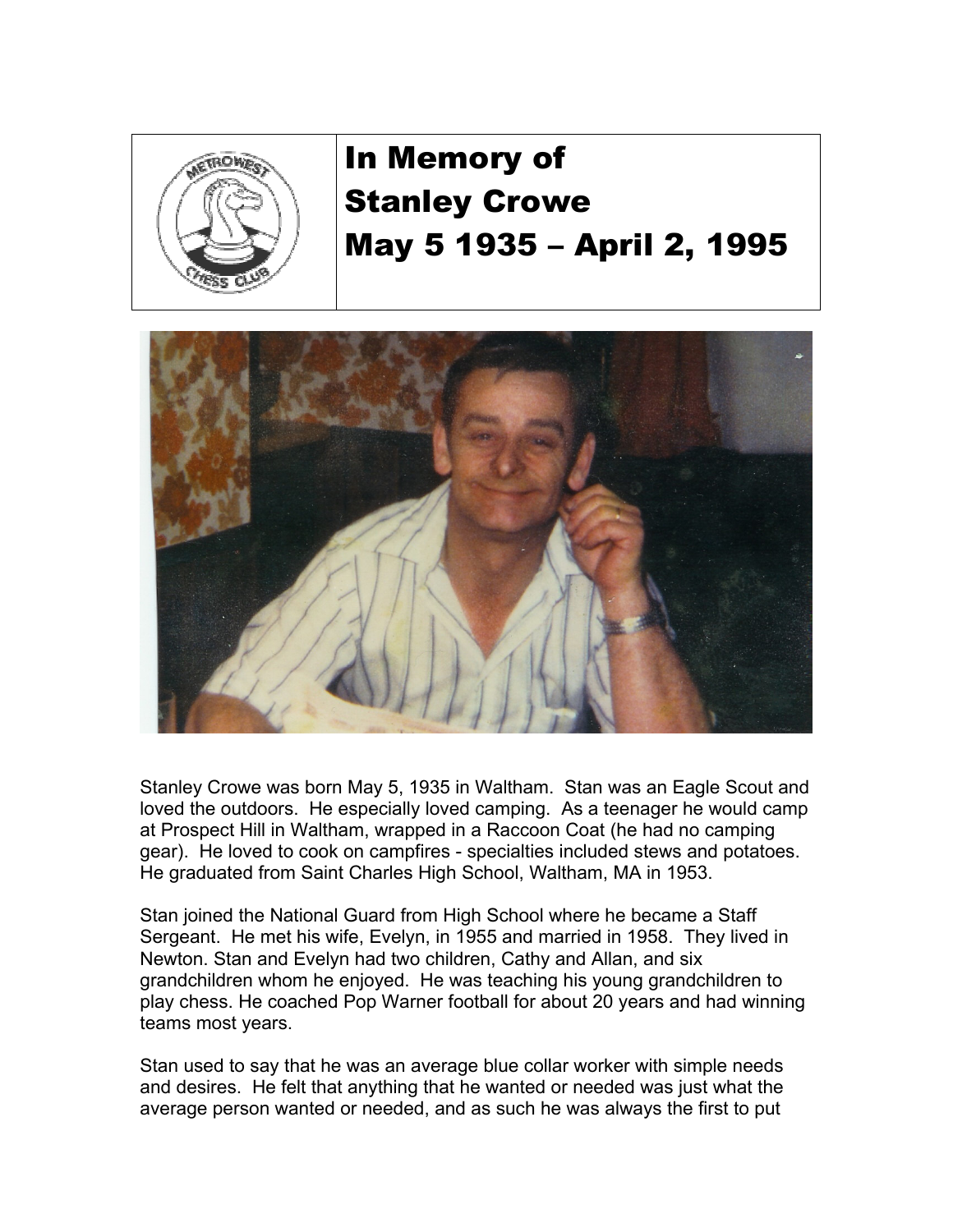# In Memory of Stanley Crowe May 5 1935 – April 2, 1995

Stanley Crowe was born May 5, 1935 in Waltham. Stan was an Eagle Scout and loved the outdoors. He especially loved camping. As a teenager he would camp at Prospect Hill in Waltham, wrapped in a Raccoon Coat (he had no camping gear). He loved to cook on campfires - specialties included stews and potatoes. He graduated from Saint Charles High School, Waltham, MA in 1953.

Stan joined the National Guard from High School where he became a Staff Sergeant. He met his wife, Evelyn, in 1955 and married in 1958. They lived in Newton. Stan and Evelyn had two children, Cathy and Allan, and six grandchildren whom he enjoyed. He was teaching his young grandchildren to play chess. He coached Pop Warner football for about 20 years and had winning teams most years.

Stan used to say that he was an average blue collar worker with simple needs and desires. He felt that anything that he wanted or needed was just what the average person wanted or needed, and as such he was always the first to put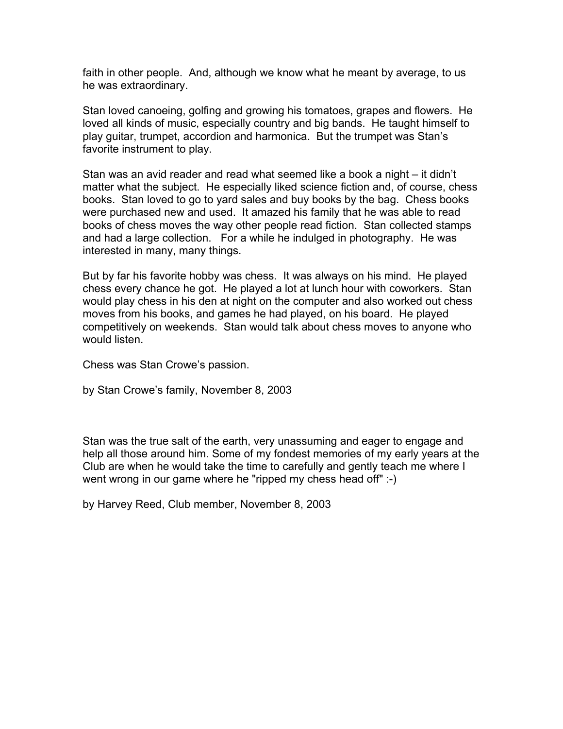faith in other people. And, although we know what he meant by average, to us he was extraordinary.

Stan loved canoeing, golfing and growing his tomatoes, grapes and flowers. He loved all kinds of music, especially country and big bands. He taught himself to play guitar, trumpet, accordion and harmonica. But the trumpet was Stan's favorite instrument to play.

Stan was an avid reader and read what seemed like a book a night – it didn't matter what the subject. He especially liked science fiction and, of course, chess books. Stan loved to go to yard sales and buy books by the bag. Chess books were purchased new and used. It amazed his family that he was able to read books of chess moves the way other people read fiction. Stan collected stamps and had a large collection. For a while he indulged in photography. He was interested in many, many things.

But by far his favorite hobby was chess. It was always on his mind. He played chess every chance he got. He played a lot at lunch hour with coworkers. Stan would play chess in his den at night on the computer and also worked out chess moves from his books, and games he had played, on his board. He played competitively on weekends. Stan would talk about chess moves to anyone who would listen.

Chess was Stan Crowe's passion.

by Stan Crowe's family, November 8, 2003

Stan was the true salt of the earth, very unassuming and eager to engage and help all those around him. Some of my fondest memories of my early years at the Club are when he would take the time to carefully and gently teach me where I went wrong in our game where he "ripped my chess head off" :-)

by Harvey Reed, Club member, November 8, 2003